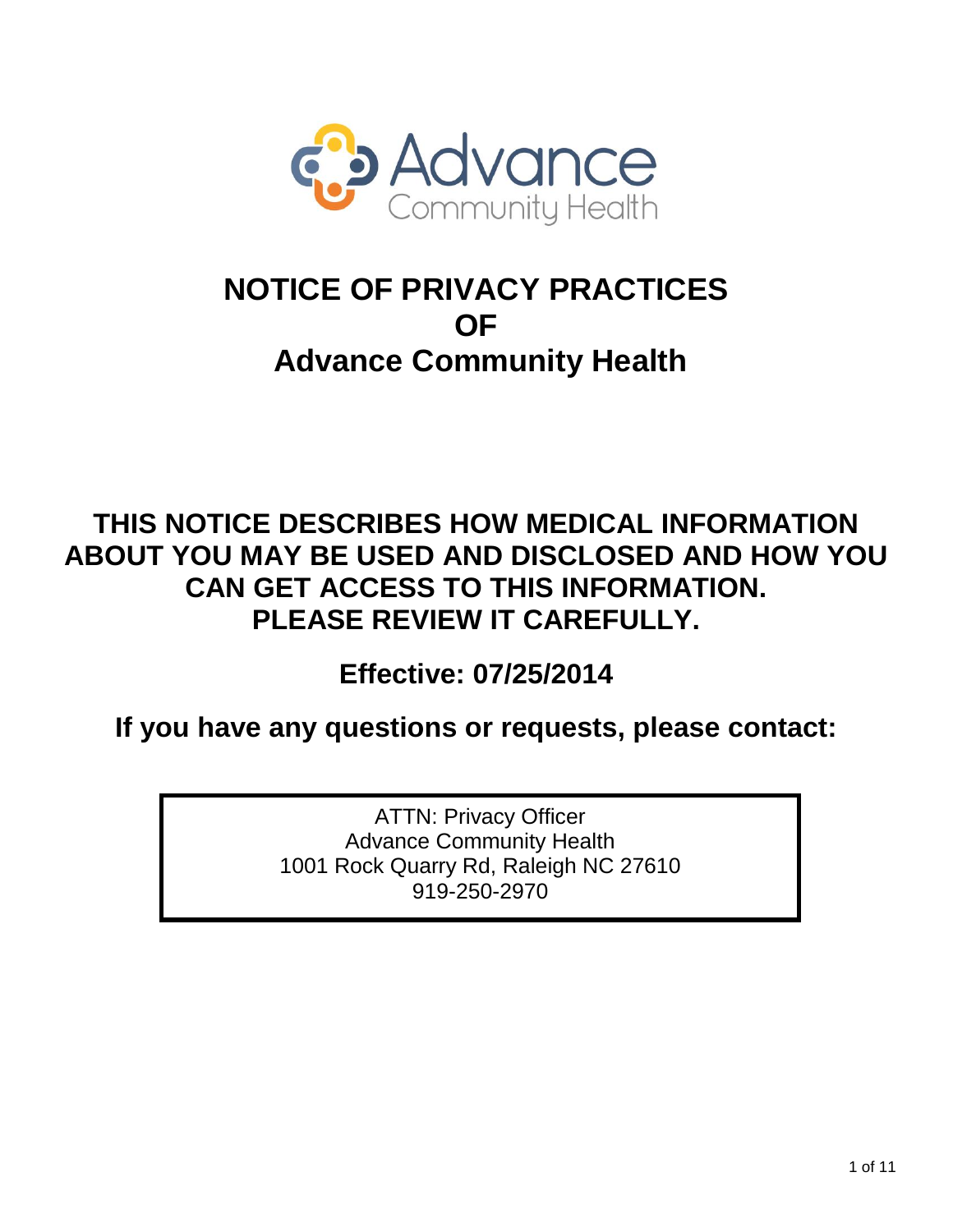Advance Community Health

# NOTICE OF PRIVACY PRACTICES OF Advance Community Health

## THIS NOTICE DESCRIBES HOW MEDICAL INFORMATION ABOUT YOU MAY BE USED AND DISCLOSED AND HOW YOU CAN GET ACCESS TO THIS INFORMATION. PLEASE REVIEW IT CAREFULLY.

**Effective: 07/25/2014**

**If you have any questions or requests, please contact:**

ATTN: Privacy Officer
Advance Community Health
1001 Rock Quarry Rd, Raleigh NC 27610
919-250-2970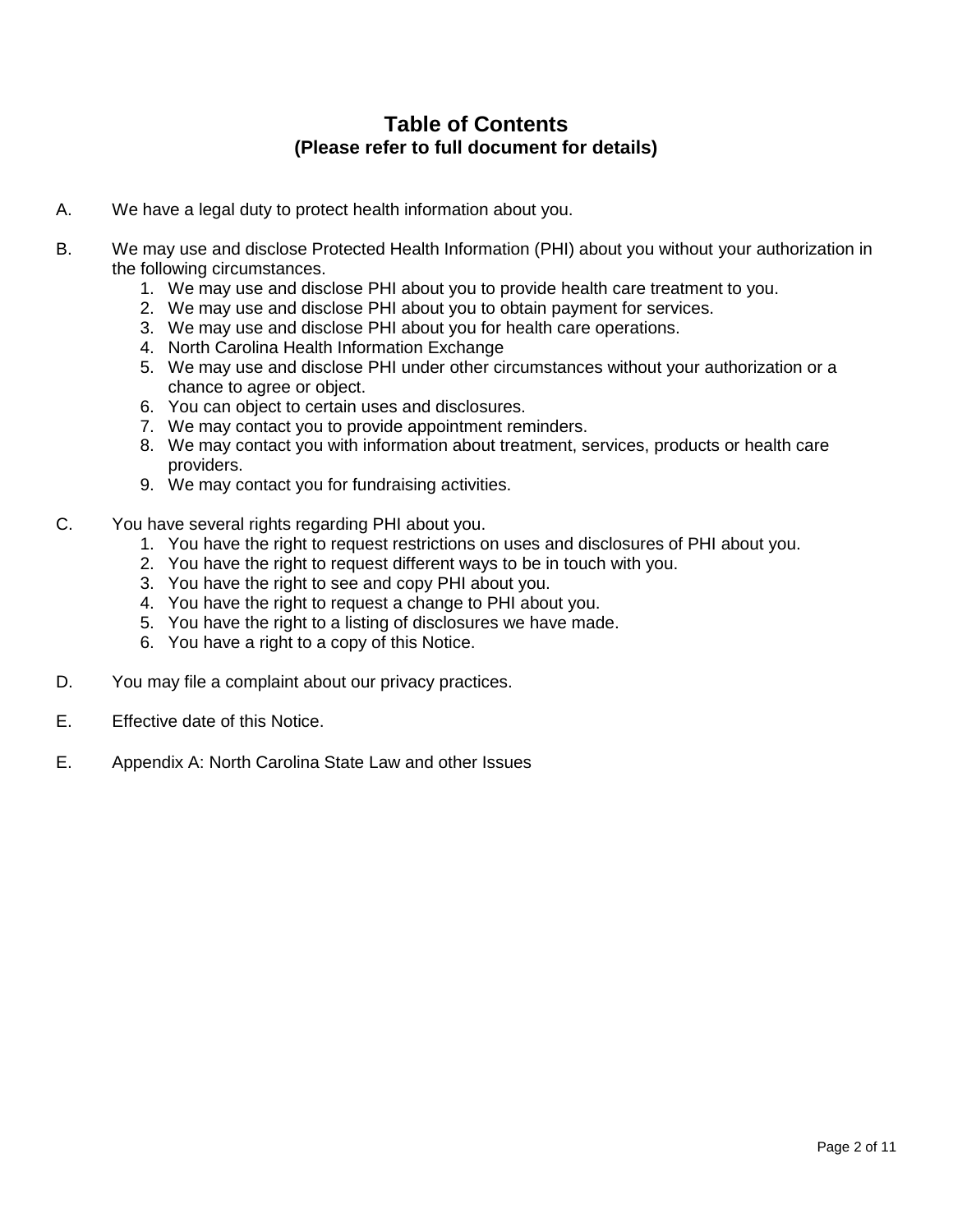# Table of Contents

**(Please refer to full document for details)**

A. We have a legal duty to protect health information about you.

B. We may use and disclose Protected Health Information (PHI) about you without your authorization in the following circumstances.
   1. We may use and disclose PHI about you to provide health care treatment to you.
   2. We may use and disclose PHI about you to obtain payment for services.
   3. We may use and disclose PHI about you for health care operations.
   4. North Carolina Health Information Exchange
   5. We may use and disclose PHI under other circumstances without your authorization or a chance to agree or object.
   6. You can object to certain uses and disclosures.
   7. We may contact you to provide appointment reminders.
   8. We may contact you with information about treatment, services, products or health care providers.
   9. We may contact you for fundraising activities.

C. You have several rights regarding PHI about you.
   1. You have the right to request restrictions on uses and disclosures of PHI about you.
   2. You have the right to request different ways to be in touch with you.
   3. You have the right to see and copy PHI about you.
   4. You have the right to request a change to PHI about you.
   5. You have the right to a listing of disclosures we have made.
   6. You have a right to a copy of this Notice.

D. You may file a complaint about our privacy practices.

E. Effective date of this Notice.

E. Appendix A: North Carolina State Law and other Issues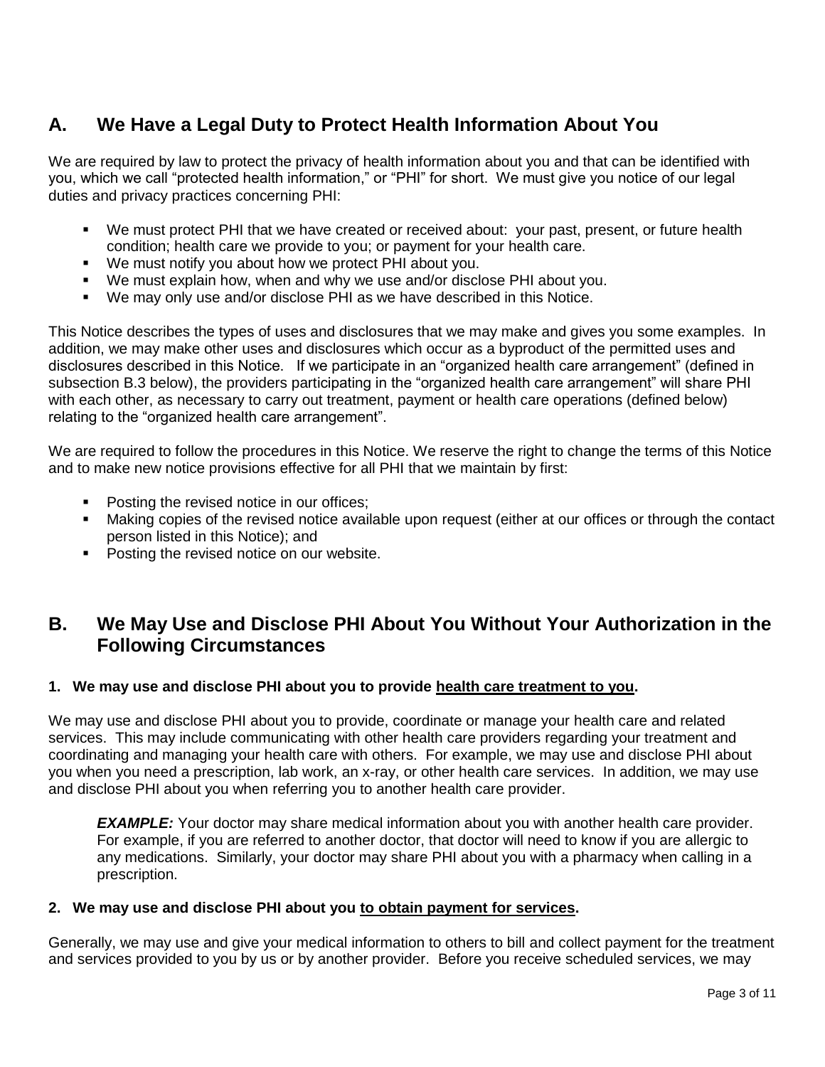## A. We Have a Legal Duty to Protect Health Information About You

We are required by law to protect the privacy of health information about you and that can be identified with you, which we call "protected health information," or "PHI" for short. We must give you notice of our legal duties and privacy practices concerning PHI:

- We must protect PHI that we have created or received about: your past, present, or future health condition; health care we provide to you; or payment for your health care.
- We must notify you about how we protect PHI about you.
- We must explain how, when and why we use and/or disclose PHI about you.
- We may only use and/or disclose PHI as we have described in this Notice.

This Notice describes the types of uses and disclosures that we may make and gives you some examples. In addition, we may make other uses and disclosures which occur as a byproduct of the permitted uses and disclosures described in this Notice. If we participate in an "organized health care arrangement" (defined in subsection B.3 below), the providers participating in the "organized health care arrangement" will share PHI with each other, as necessary to carry out treatment, payment or health care operations (defined below) relating to the "organized health care arrangement".

We are required to follow the procedures in this Notice. We reserve the right to change the terms of this Notice and to make new notice provisions effective for all PHI that we maintain by first:

- Posting the revised notice in our offices;
- Making copies of the revised notice available upon request (either at our offices or through the contact person listed in this Notice); and
- Posting the revised notice on our website.

## B. We May Use and Disclose PHI About You Without Your Authorization in the Following Circumstances

### 1. We may use and disclose PHI about you to provide health care treatment to you.

We may use and disclose PHI about you to provide, coordinate or manage your health care and related services. This may include communicating with other health care providers regarding your treatment and coordinating and managing your health care with others. For example, we may use and disclose PHI about you when you need a prescription, lab work, an x-ray, or other health care services. In addition, we may use and disclose PHI about you when referring you to another health care provider.

> ***EXAMPLE:*** Your doctor may share medical information about you with another health care provider. For example, if you are referred to another doctor, that doctor will need to know if you are allergic to any medications. Similarly, your doctor may share PHI about you with a pharmacy when calling in a prescription.

### 2. We may use and disclose PHI about you to obtain payment for services.

Generally, we may use and give your medical information to others to bill and collect payment for the treatment and services provided to you by us or by another provider. Before you receive scheduled services, we may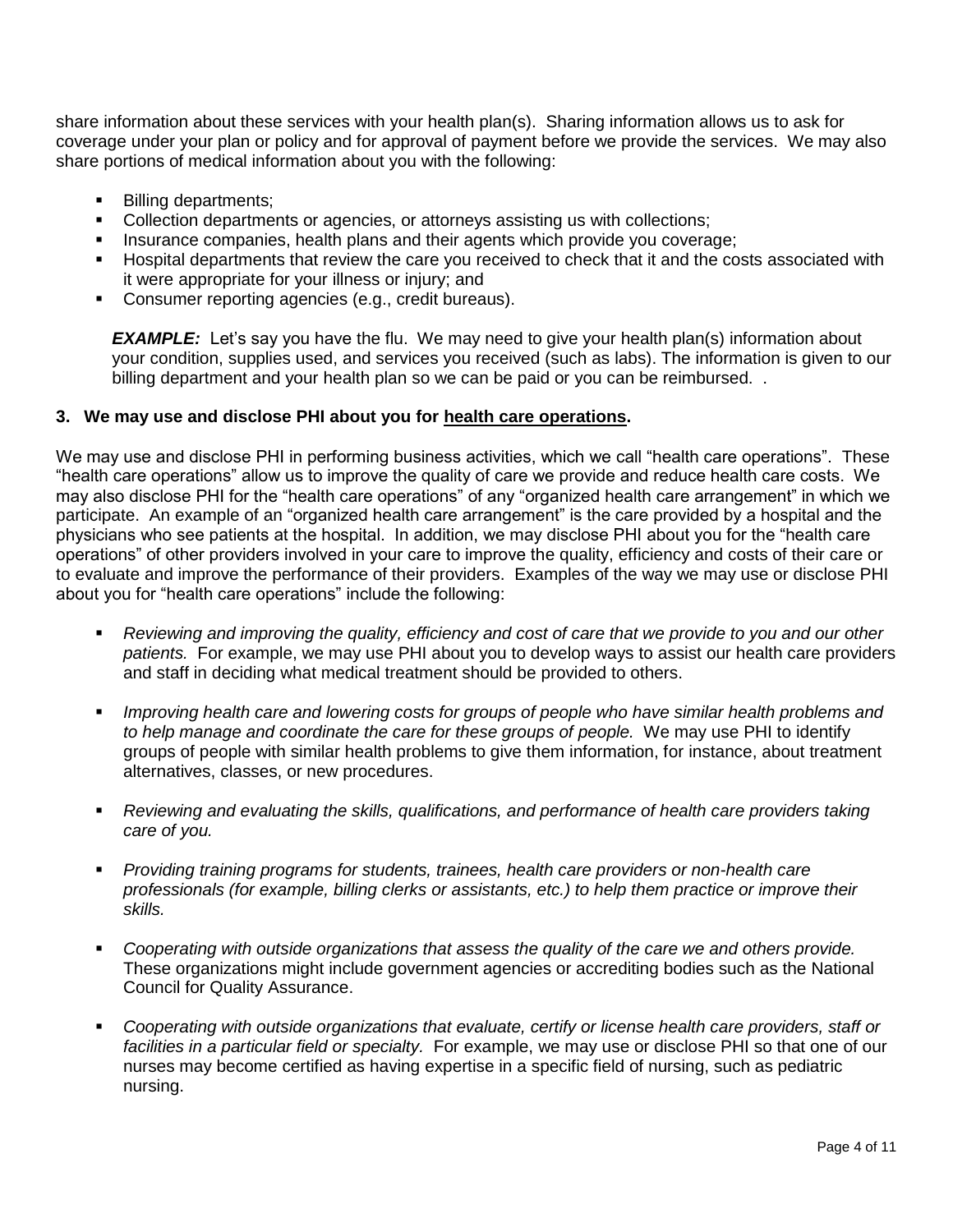share information about these services with your health plan(s). Sharing information allows us to ask for coverage under your plan or policy and for approval of payment before we provide the services. We may also share portions of medical information about you with the following:

- Billing departments;
- Collection departments or agencies, or attorneys assisting us with collections;
- Insurance companies, health plans and their agents which provide you coverage;
- Hospital departments that review the care you received to check that it and the costs associated with it were appropriate for your illness or injury; and
- Consumer reporting agencies (e.g., credit bureaus).

***EXAMPLE:*** Let's say you have the flu. We may need to give your health plan(s) information about your condition, supplies used, and services you received (such as labs). The information is given to our billing department and your health plan so we can be paid or you can be reimbursed. .

**3. We may use and disclose PHI about you for health care operations.**

We may use and disclose PHI in performing business activities, which we call "health care operations". These "health care operations" allow us to improve the quality of care we provide and reduce health care costs. We may also disclose PHI for the "health care operations" of any "organized health care arrangement" in which we participate. An example of an "organized health care arrangement" is the care provided by a hospital and the physicians who see patients at the hospital. In addition, we may disclose PHI about you for the "health care operations" of other providers involved in your care to improve the quality, efficiency and costs of their care or to evaluate and improve the performance of their providers. Examples of the way we may use or disclose PHI about you for "health care operations" include the following:

- *Reviewing and improving the quality, efficiency and cost of care that we provide to you and our other patients.* For example, we may use PHI about you to develop ways to assist our health care providers and staff in deciding what medical treatment should be provided to others.

- *Improving health care and lowering costs for groups of people who have similar health problems and to help manage and coordinate the care for these groups of people.* We may use PHI to identify groups of people with similar health problems to give them information, for instance, about treatment alternatives, classes, or new procedures.

- *Reviewing and evaluating the skills, qualifications, and performance of health care providers taking care of you.*

- *Providing training programs for students, trainees, health care providers or non-health care professionals (for example, billing clerks or assistants, etc.) to help them practice or improve their skills.*

- *Cooperating with outside organizations that assess the quality of the care we and others provide.* These organizations might include government agencies or accrediting bodies such as the National Council for Quality Assurance.

- *Cooperating with outside organizations that evaluate, certify or license health care providers, staff or facilities in a particular field or specialty.* For example, we may use or disclose PHI so that one of our nurses may become certified as having expertise in a specific field of nursing, such as pediatric nursing.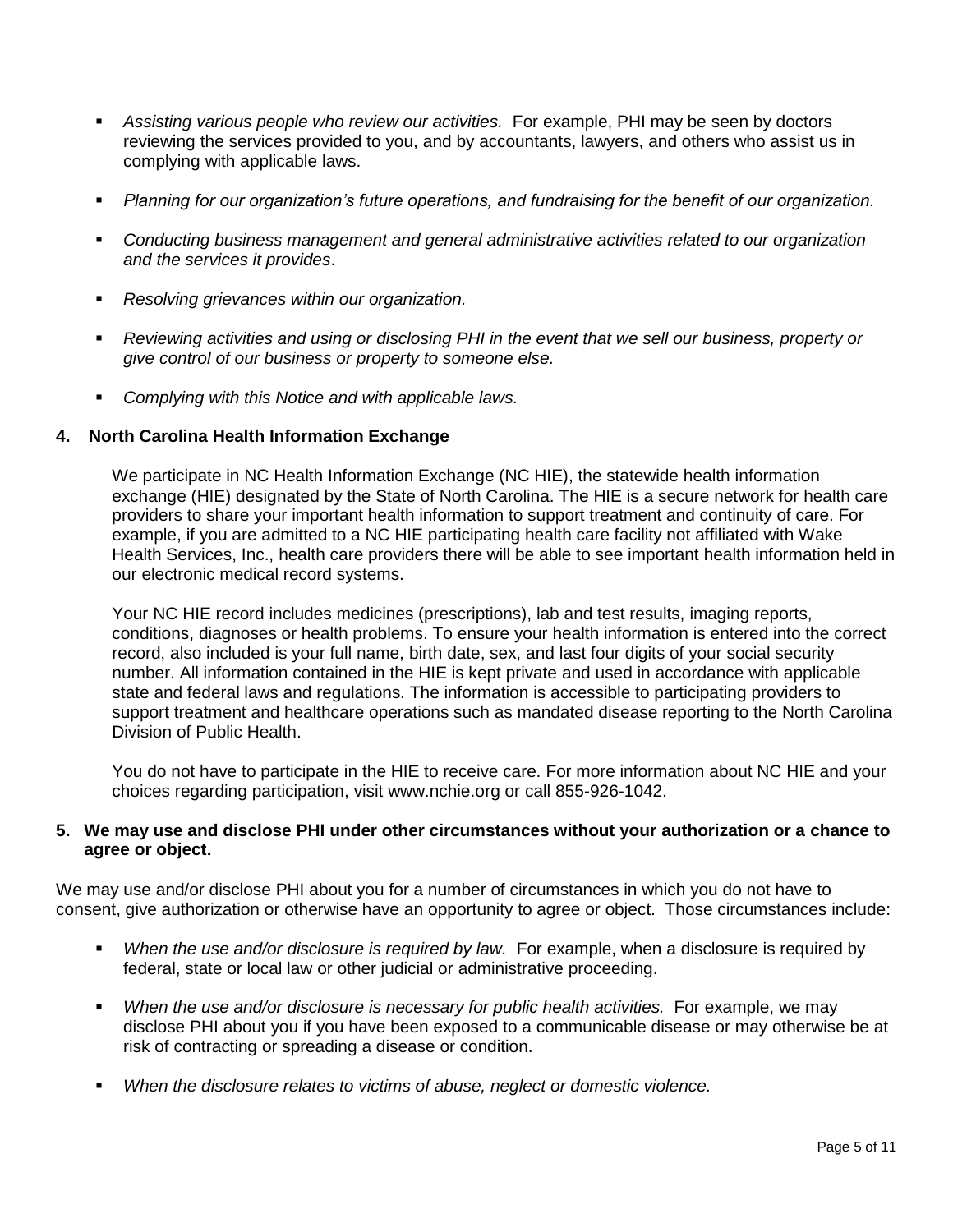- *Assisting various people who review our activities.* For example, PHI may be seen by doctors reviewing the services provided to you, and by accountants, lawyers, and others who assist us in complying with applicable laws.

- *Planning for our organization's future operations, and fundraising for the benefit of our organization.*

- *Conducting business management and general administrative activities related to our organization and the services it provides*.

- *Resolving grievances within our organization.*

- *Reviewing activities and using or disclosing PHI in the event that we sell our business, property or give control of our business or property to someone else.*

- *Complying with this Notice and with applicable laws.*

### 4. North Carolina Health Information Exchange

We participate in NC Health Information Exchange (NC HIE), the statewide health information exchange (HIE) designated by the State of North Carolina. The HIE is a secure network for health care providers to share your important health information to support treatment and continuity of care. For example, if you are admitted to a NC HIE participating health care facility not affiliated with Wake Health Services, Inc., health care providers there will be able to see important health information held in our electronic medical record systems.

Your NC HIE record includes medicines (prescriptions), lab and test results, imaging reports, conditions, diagnoses or health problems. To ensure your health information is entered into the correct record, also included is your full name, birth date, sex, and last four digits of your social security number. All information contained in the HIE is kept private and used in accordance with applicable state and federal laws and regulations. The information is accessible to participating providers to support treatment and healthcare operations such as mandated disease reporting to the North Carolina Division of Public Health.

You do not have to participate in the HIE to receive care. For more information about NC HIE and your choices regarding participation, visit www.nchie.org or call 855-926-1042.

### 5. We may use and disclose PHI under other circumstances without your authorization or a chance to agree or object.

We may use and/or disclose PHI about you for a number of circumstances in which you do not have to consent, give authorization or otherwise have an opportunity to agree or object. Those circumstances include:

- *When the use and/or disclosure is required by law.* For example, when a disclosure is required by federal, state or local law or other judicial or administrative proceeding.

- *When the use and/or disclosure is necessary for public health activities.* For example, we may disclose PHI about you if you have been exposed to a communicable disease or may otherwise be at risk of contracting or spreading a disease or condition.

- *When the disclosure relates to victims of abuse, neglect or domestic violence.*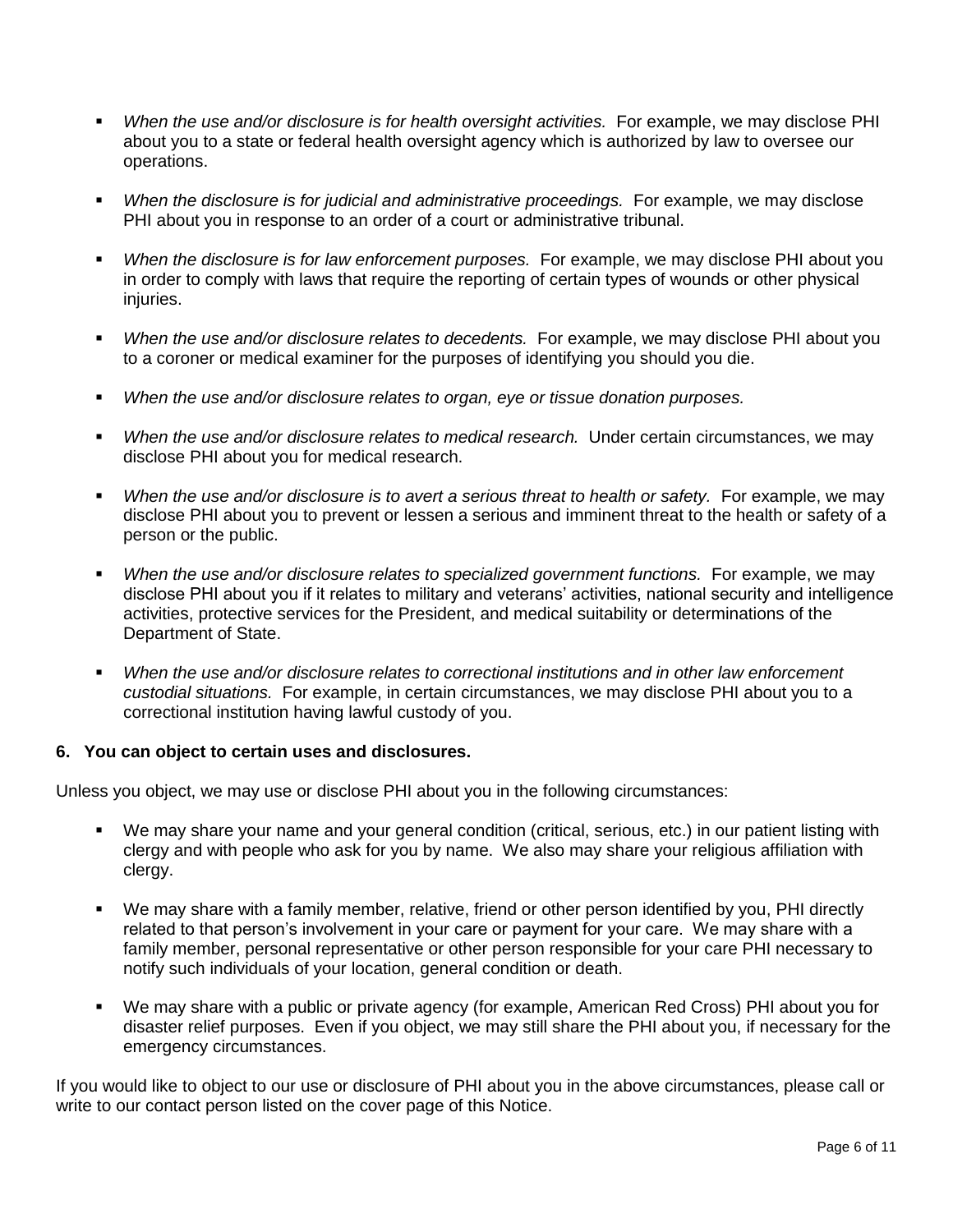- *When the use and/or disclosure is for health oversight activities.* For example, we may disclose PHI about you to a state or federal health oversight agency which is authorized by law to oversee our operations.

- *When the disclosure is for judicial and administrative proceedings.* For example, we may disclose PHI about you in response to an order of a court or administrative tribunal.

- *When the disclosure is for law enforcement purposes.* For example, we may disclose PHI about you in order to comply with laws that require the reporting of certain types of wounds or other physical injuries.

- *When the use and/or disclosure relates to decedents.* For example, we may disclose PHI about you to a coroner or medical examiner for the purposes of identifying you should you die.

- *When the use and/or disclosure relates to organ, eye or tissue donation purposes.*

- *When the use and/or disclosure relates to medical research.* Under certain circumstances, we may disclose PHI about you for medical research.

- *When the use and/or disclosure is to avert a serious threat to health or safety.* For example, we may disclose PHI about you to prevent or lessen a serious and imminent threat to the health or safety of a person or the public.

- *When the use and/or disclosure relates to specialized government functions.* For example, we may disclose PHI about you if it relates to military and veterans' activities, national security and intelligence activities, protective services for the President, and medical suitability or determinations of the Department of State.

- *When the use and/or disclosure relates to correctional institutions and in other law enforcement custodial situations.* For example, in certain circumstances, we may disclose PHI about you to a correctional institution having lawful custody of you.

### 6. You can object to certain uses and disclosures.

Unless you object, we may use or disclose PHI about you in the following circumstances:

- We may share your name and your general condition (critical, serious, etc.) in our patient listing with clergy and with people who ask for you by name. We also may share your religious affiliation with clergy.

- We may share with a family member, relative, friend or other person identified by you, PHI directly related to that person's involvement in your care or payment for your care. We may share with a family member, personal representative or other person responsible for your care PHI necessary to notify such individuals of your location, general condition or death.

- We may share with a public or private agency (for example, American Red Cross) PHI about you for disaster relief purposes. Even if you object, we may still share the PHI about you, if necessary for the emergency circumstances.

If you would like to object to our use or disclosure of PHI about you in the above circumstances, please call or write to our contact person listed on the cover page of this Notice.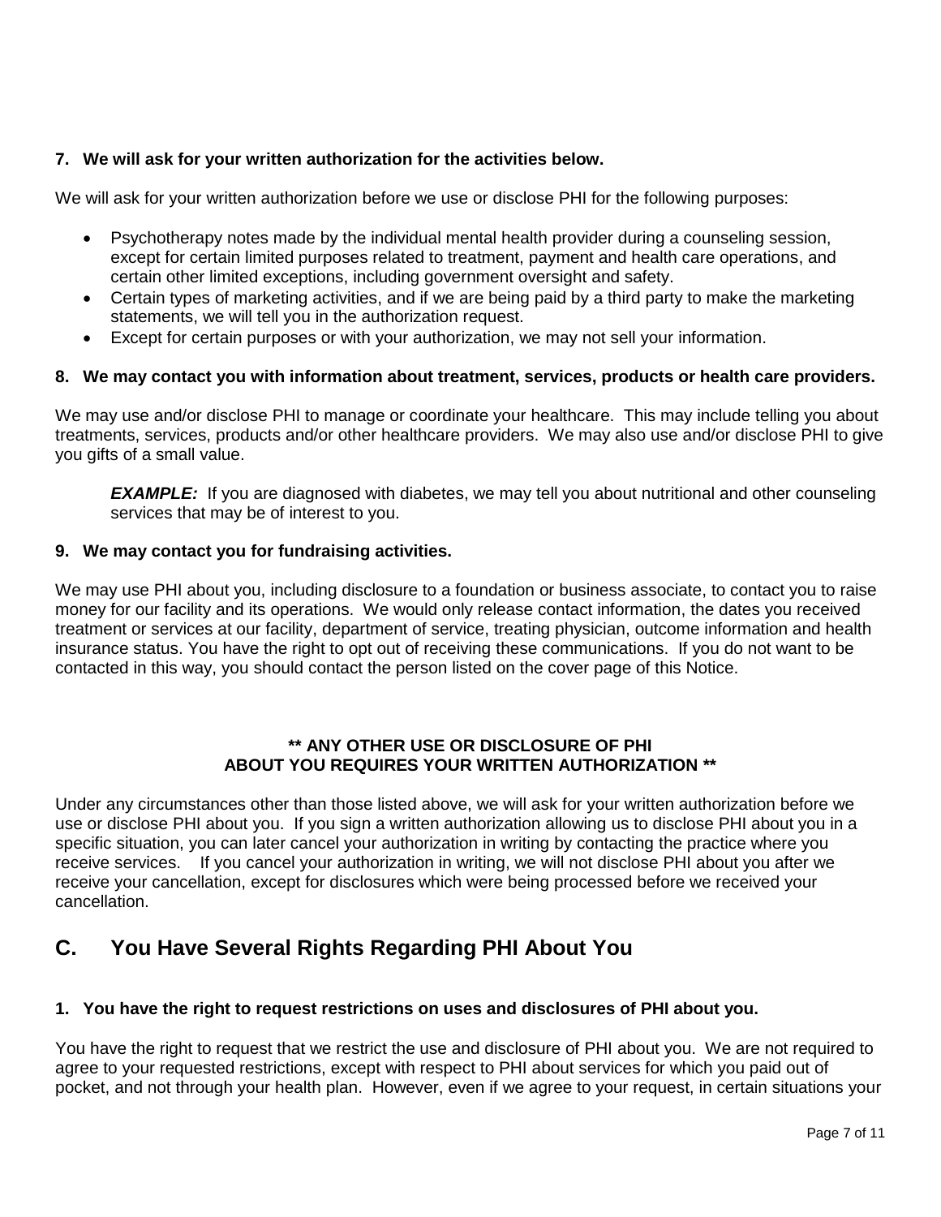### 7. We will ask for your written authorization for the activities below.

We will ask for your written authorization before we use or disclose PHI for the following purposes:

- Psychotherapy notes made by the individual mental health provider during a counseling session, except for certain limited purposes related to treatment, payment and health care operations, and certain other limited exceptions, including government oversight and safety.
- Certain types of marketing activities, and if we are being paid by a third party to make the marketing statements, we will tell you in the authorization request.
- Except for certain purposes or with your authorization, we may not sell your information.

### 8. We may contact you with information about treatment, services, products or health care providers.

We may use and/or disclose PHI to manage or coordinate your healthcare. This may include telling you about treatments, services, products and/or other healthcare providers. We may also use and/or disclose PHI to give you gifts of a small value.

> ***EXAMPLE:*** If you are diagnosed with diabetes, we may tell you about nutritional and other counseling services that may be of interest to you.

### 9. We may contact you for fundraising activities.

We may use PHI about you, including disclosure to a foundation or business associate, to contact you to raise money for our facility and its operations. We would only release contact information, the dates you received treatment or services at our facility, department of service, treating physician, outcome information and health insurance status. You have the right to opt out of receiving these communications. If you do not want to be contacted in this way, you should contact the person listed on the cover page of this Notice.

**\*\* ANY OTHER USE OR DISCLOSURE OF PHI ABOUT YOU REQUIRES YOUR WRITTEN AUTHORIZATION \*\***

Under any circumstances other than those listed above, we will ask for your written authorization before we use or disclose PHI about you. If you sign a written authorization allowing us to disclose PHI about you in a specific situation, you can later cancel your authorization in writing by contacting the practice where you receive services. If you cancel your authorization in writing, we will not disclose PHI about you after we receive your cancellation, except for disclosures which were being processed before we received your cancellation.

## C. You Have Several Rights Regarding PHI About You

### 1. You have the right to request restrictions on uses and disclosures of PHI about you.

You have the right to request that we restrict the use and disclosure of PHI about you. We are not required to agree to your requested restrictions, except with respect to PHI about services for which you paid out of pocket, and not through your health plan. However, even if we agree to your request, in certain situations your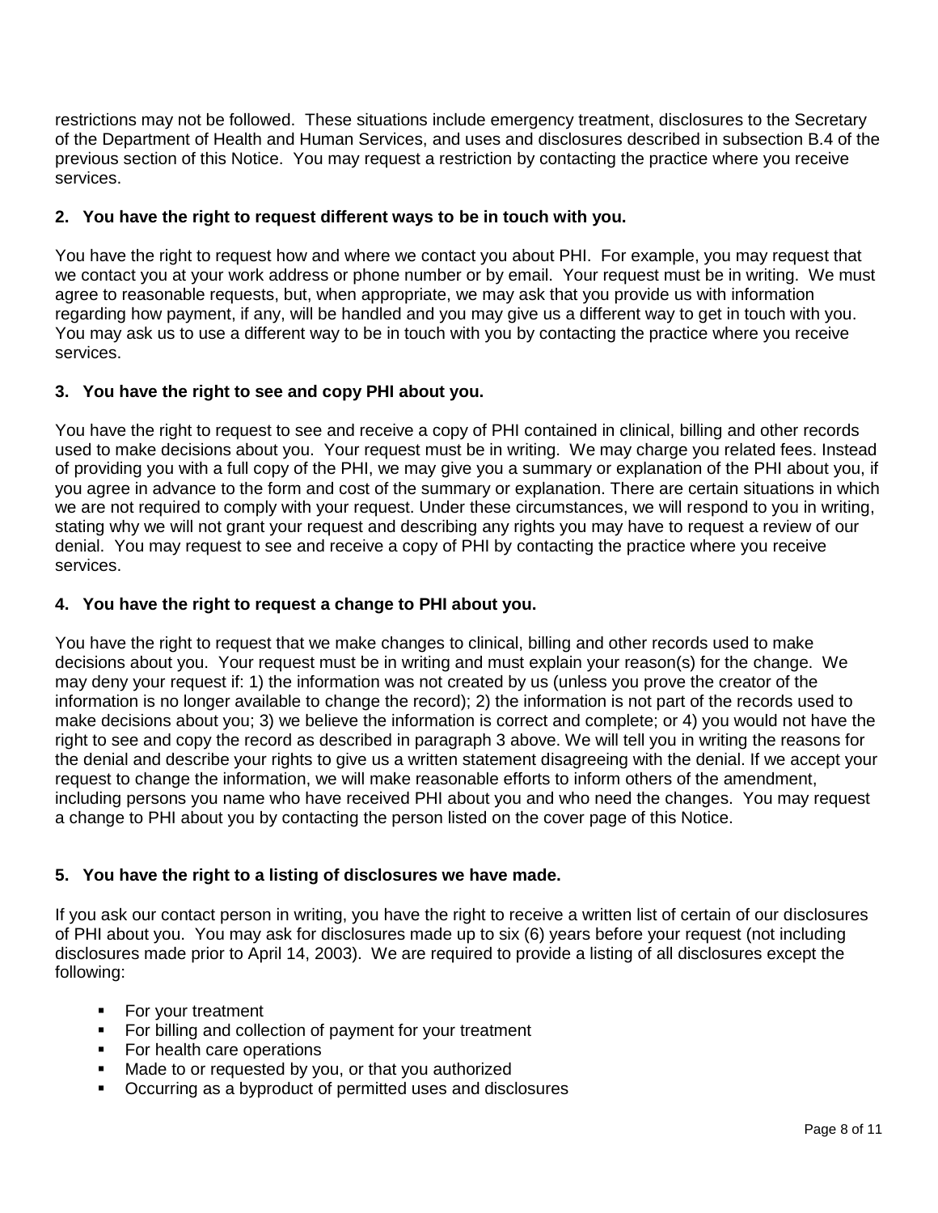restrictions may not be followed. These situations include emergency treatment, disclosures to the Secretary of the Department of Health and Human Services, and uses and disclosures described in subsection B.4 of the previous section of this Notice. You may request a restriction by contacting the practice where you receive services.

**2. You have the right to request different ways to be in touch with you.**

You have the right to request how and where we contact you about PHI. For example, you may request that we contact you at your work address or phone number or by email. Your request must be in writing. We must agree to reasonable requests, but, when appropriate, we may ask that you provide us with information regarding how payment, if any, will be handled and you may give us a different way to get in touch with you. You may ask us to use a different way to be in touch with you by contacting the practice where you receive services.

**3. You have the right to see and copy PHI about you.**

You have the right to request to see and receive a copy of PHI contained in clinical, billing and other records used to make decisions about you. Your request must be in writing. We may charge you related fees. Instead of providing you with a full copy of the PHI, we may give you a summary or explanation of the PHI about you, if you agree in advance to the form and cost of the summary or explanation. There are certain situations in which we are not required to comply with your request. Under these circumstances, we will respond to you in writing, stating why we will not grant your request and describing any rights you may have to request a review of our denial. You may request to see and receive a copy of PHI by contacting the practice where you receive services.

**4. You have the right to request a change to PHI about you.**

You have the right to request that we make changes to clinical, billing and other records used to make decisions about you. Your request must be in writing and must explain your reason(s) for the change. We may deny your request if: 1) the information was not created by us (unless you prove the creator of the information is no longer available to change the record); 2) the information is not part of the records used to make decisions about you; 3) we believe the information is correct and complete; or 4) you would not have the right to see and copy the record as described in paragraph 3 above. We will tell you in writing the reasons for the denial and describe your rights to give us a written statement disagreeing with the denial. If we accept your request to change the information, we will make reasonable efforts to inform others of the amendment, including persons you name who have received PHI about you and who need the changes. You may request a change to PHI about you by contacting the person listed on the cover page of this Notice.

**5. You have the right to a listing of disclosures we have made.**

If you ask our contact person in writing, you have the right to receive a written list of certain of our disclosures of PHI about you. You may ask for disclosures made up to six (6) years before your request (not including disclosures made prior to April 14, 2003). We are required to provide a listing of all disclosures except the following:

- For your treatment
- For billing and collection of payment for your treatment
- For health care operations
- Made to or requested by you, or that you authorized
- Occurring as a byproduct of permitted uses and disclosures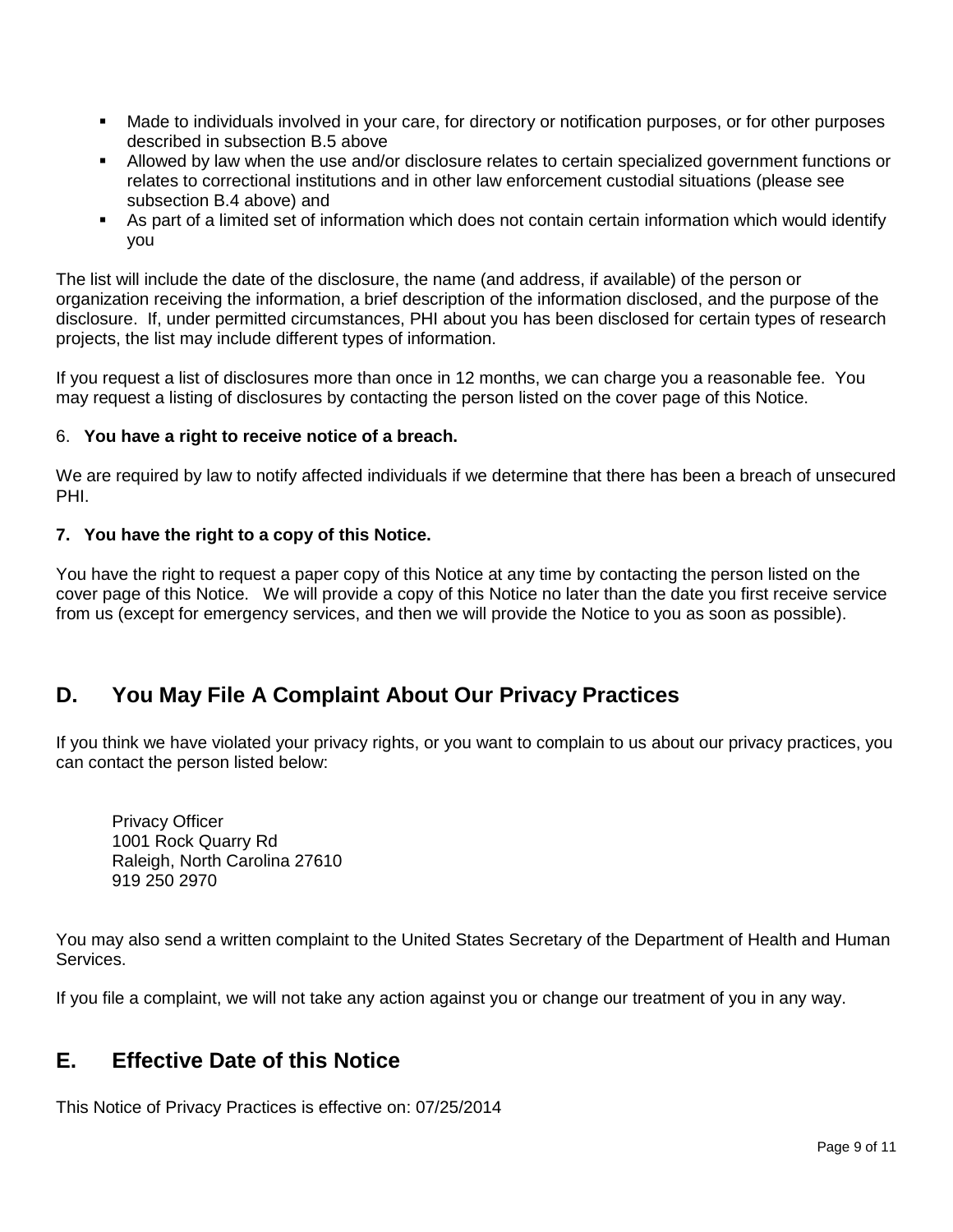- Made to individuals involved in your care, for directory or notification purposes, or for other purposes described in subsection B.5 above
- Allowed by law when the use and/or disclosure relates to certain specialized government functions or relates to correctional institutions and in other law enforcement custodial situations (please see subsection B.4 above) and
- As part of a limited set of information which does not contain certain information which would identify you

The list will include the date of the disclosure, the name (and address, if available) of the person or organization receiving the information, a brief description of the information disclosed, and the purpose of the disclosure. If, under permitted circumstances, PHI about you has been disclosed for certain types of research projects, the list may include different types of information.

If you request a list of disclosures more than once in 12 months, we can charge you a reasonable fee. You may request a listing of disclosures by contacting the person listed on the cover page of this Notice.

6. **You have a right to receive notice of a breach.**

We are required by law to notify affected individuals if we determine that there has been a breach of unsecured PHI.

**7. You have the right to a copy of this Notice.**

You have the right to request a paper copy of this Notice at any time by contacting the person listed on the cover page of this Notice. We will provide a copy of this Notice no later than the date you first receive service from us (except for emergency services, and then we will provide the Notice to you as soon as possible).

## D. You May File A Complaint About Our Privacy Practices

If you think we have violated your privacy rights, or you want to complain to us about our privacy practices, you can contact the person listed below:

Privacy Officer
1001 Rock Quarry Rd
Raleigh, North Carolina 27610
919 250 2970

You may also send a written complaint to the United States Secretary of the Department of Health and Human Services.

If you file a complaint, we will not take any action against you or change our treatment of you in any way.

## E. Effective Date of this Notice

This Notice of Privacy Practices is effective on: 07/25/2014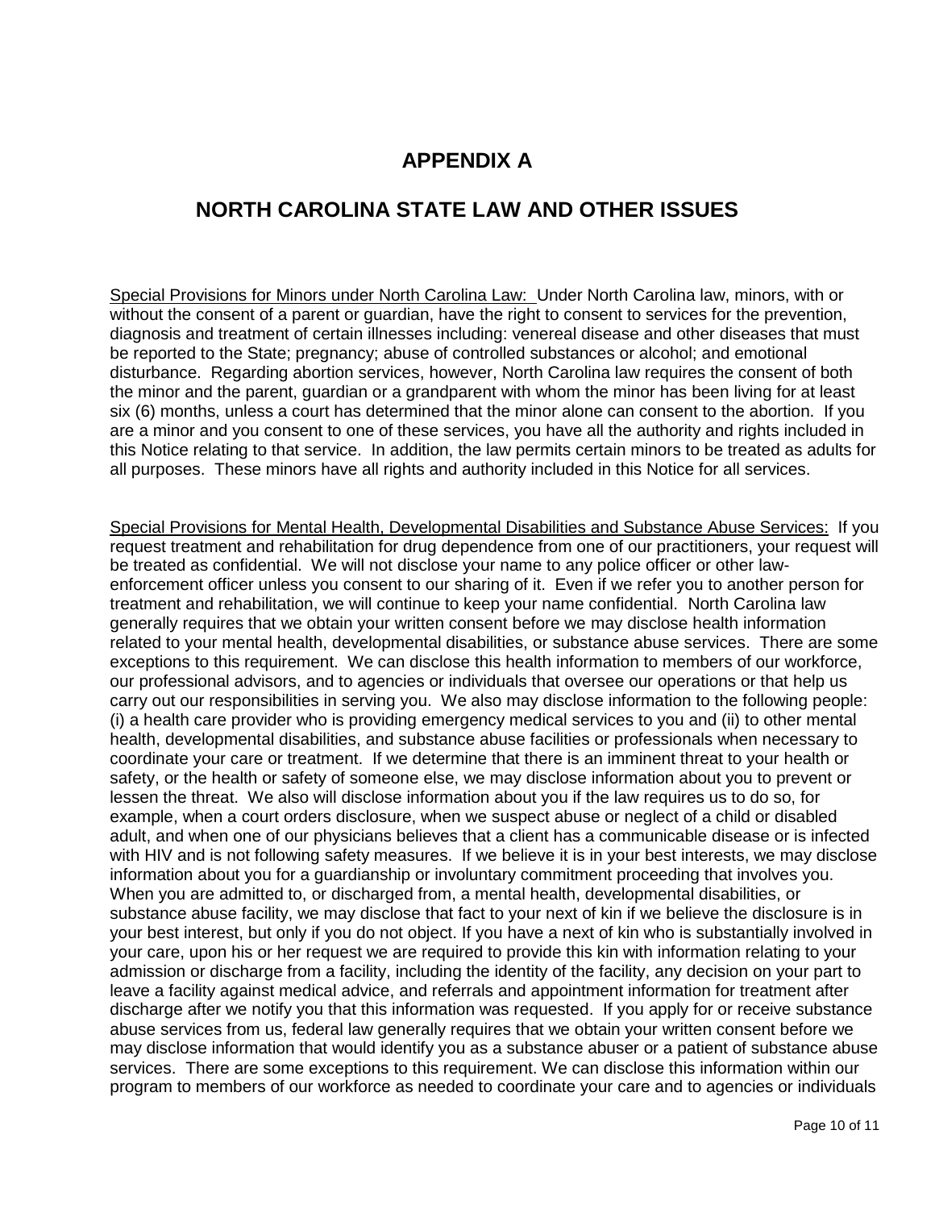# APPENDIX A

# NORTH CAROLINA STATE LAW AND OTHER ISSUES

<u>Special Provisions for Minors under North Carolina Law:</u> Under North Carolina law, minors, with or without the consent of a parent or guardian, have the right to consent to services for the prevention, diagnosis and treatment of certain illnesses including: venereal disease and other diseases that must be reported to the State; pregnancy; abuse of controlled substances or alcohol; and emotional disturbance. Regarding abortion services, however, North Carolina law requires the consent of both the minor and the parent, guardian or a grandparent with whom the minor has been living for at least six (6) months, unless a court has determined that the minor alone can consent to the abortion. If you are a minor and you consent to one of these services, you have all the authority and rights included in this Notice relating to that service. In addition, the law permits certain minors to be treated as adults for all purposes. These minors have all rights and authority included in this Notice for all services.

<u>Special Provisions for Mental Health, Developmental Disabilities and Substance Abuse Services:</u> If you request treatment and rehabilitation for drug dependence from one of our practitioners, your request will be treated as confidential. We will not disclose your name to any police officer or other law-enforcement officer unless you consent to our sharing of it. Even if we refer you to another person for treatment and rehabilitation, we will continue to keep your name confidential. North Carolina law generally requires that we obtain your written consent before we may disclose health information related to your mental health, developmental disabilities, or substance abuse services. There are some exceptions to this requirement. We can disclose this health information to members of our workforce, our professional advisors, and to agencies or individuals that oversee our operations or that help us carry out our responsibilities in serving you. We also may disclose information to the following people: (i) a health care provider who is providing emergency medical services to you and (ii) to other mental health, developmental disabilities, and substance abuse facilities or professionals when necessary to coordinate your care or treatment. If we determine that there is an imminent threat to your health or safety, or the health or safety of someone else, we may disclose information about you to prevent or lessen the threat. We also will disclose information about you if the law requires us to do so, for example, when a court orders disclosure, when we suspect abuse or neglect of a child or disabled adult, and when one of our physicians believes that a client has a communicable disease or is infected with HIV and is not following safety measures. If we believe it is in your best interests, we may disclose information about you for a guardianship or involuntary commitment proceeding that involves you. When you are admitted to, or discharged from, a mental health, developmental disabilities, or substance abuse facility, we may disclose that fact to your next of kin if we believe the disclosure is in your best interest, but only if you do not object. If you have a next of kin who is substantially involved in your care, upon his or her request we are required to provide this kin with information relating to your admission or discharge from a facility, including the identity of the facility, any decision on your part to leave a facility against medical advice, and referrals and appointment information for treatment after discharge after we notify you that this information was requested. If you apply for or receive substance abuse services from us, federal law generally requires that we obtain your written consent before we may disclose information that would identify you as a substance abuser or a patient of substance abuse services. There are some exceptions to this requirement. We can disclose this information within our program to members of our workforce as needed to coordinate your care and to agencies or individuals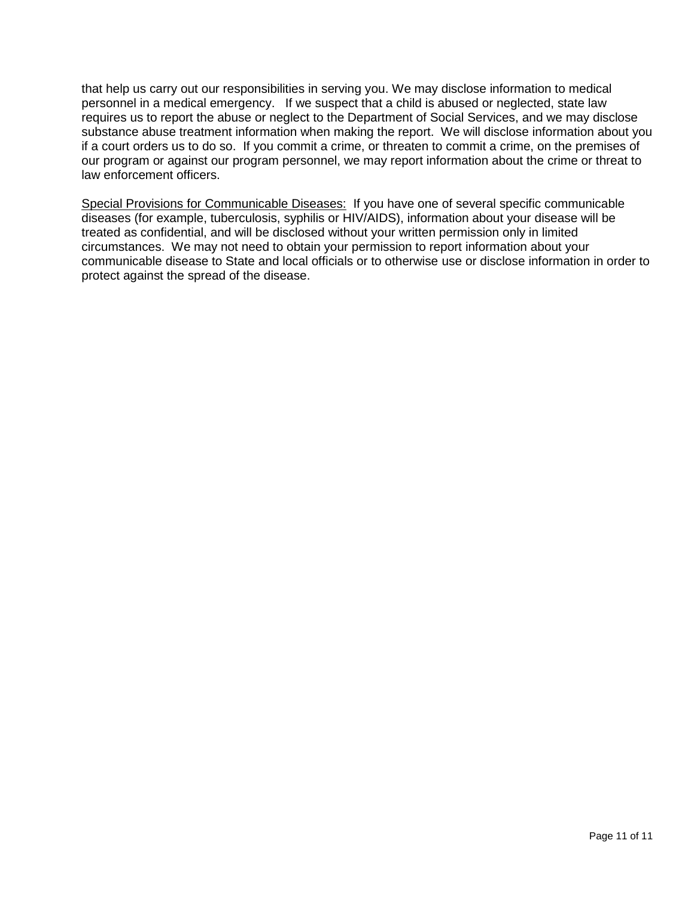that help us carry out our responsibilities in serving you. We may disclose information to medical personnel in a medical emergency. If we suspect that a child is abused or neglected, state law requires us to report the abuse or neglect to the Department of Social Services, and we may disclose substance abuse treatment information when making the report. We will disclose information about you if a court orders us to do so. If you commit a crime, or threaten to commit a crime, on the premises of our program or against our program personnel, we may report information about the crime or threat to law enforcement officers.

<u>Special Provisions for Communicable Diseases:</u> If you have one of several specific communicable diseases (for example, tuberculosis, syphilis or HIV/AIDS), information about your disease will be treated as confidential, and will be disclosed without your written permission only in limited circumstances. We may not need to obtain your permission to report information about your communicable disease to State and local officials or to otherwise use or disclose information in order to protect against the spread of the disease.